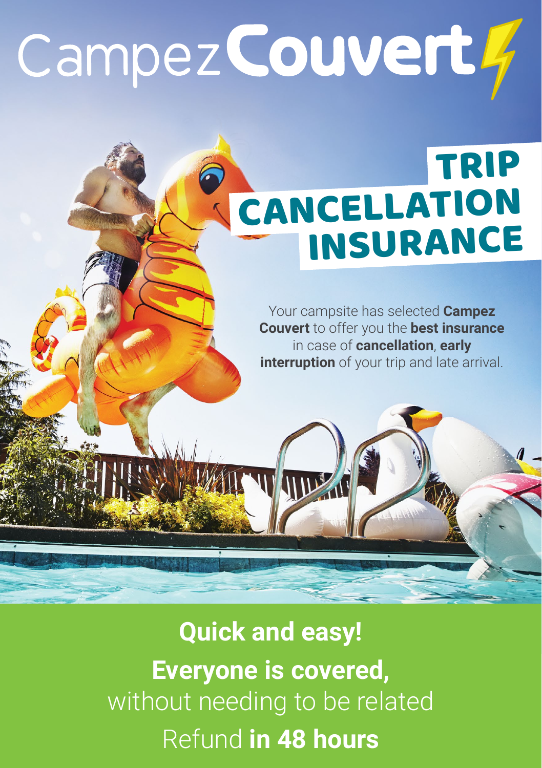# CampezCouvert

## TRIP CANCELLATION INSURANCE

Your campsite has selected **Campez Couvert** to offer you the **best insurance** in case of **cancellation**, **early interruption** of your trip and late arrival.

**Quick and easy!**

**Everyone is covered,** without needing to be related

Refund **in 48 hours**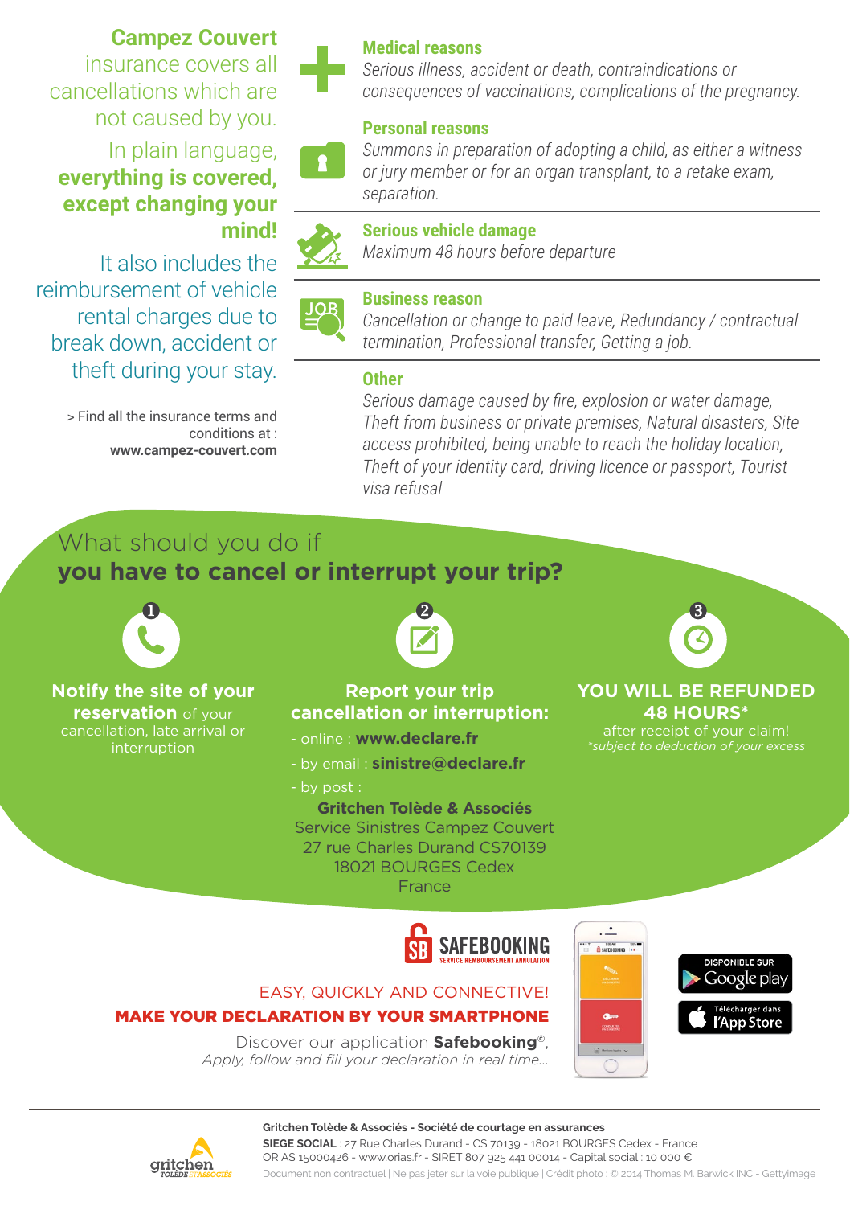**Campez Couvert** insurance covers all cancellations which are not caused by you.

In plain language, **everything is covered, except changing your mind!**

It also includes the reimbursement of vehicle rental charges due to break down, accident or theft during your stay.

> Find all the insurance terms and conditions at : **www.campez-couvert.com**

### Medical reasons

*Serious illness, accident or death, contraindications or consequences of vaccinations, complications of the pregnancy.*

### Personal reasons

*Summons in preparation of adopting a child, as either a witness or jury member or for an organ transplant, to a retake exam, separation.*

### Serious vehicle damage

*Maximum 48 hours before departure*

### Business reason

*Cancellation or change to paid leave, Redundancy / contractual termination, Professional transfer, Getting a job.*

### Other

*Serious damage caused by fire, explosion or water damage, Theft from business or private premises, Natural disasters, Site access prohibited, being unable to reach the holiday location, Theft of your identity card, driving licence or passport, Tourist visa refusal*

## What should you do if **you have to cancel or interrupt your trip?**

**1. Notify the site of your reservation** of your cancellation, late arrival or interruption

**2. Report your trip cancellation or interruption:**

- online : **www.declare.fr**
- by email : **sinistre@declare.fr**
- by post :

**Gritchen Tolède & Associés**
Service Sinistres Campez Couvert
27 rue Charles Durand CS70139
18021 BOURGES Cedex
France

**3. YOU WILL BE REFUNDED 48 HOURS\***
after receipt of your claim!
*\*subject to deduction of your excess*

SAFEBOOKING
SERVICE REMBOURSEMENT ANNULATION

EASY, QUICKLY AND CONNECTIVE!
**MAKE YOUR DECLARATION BY YOUR SMARTPHONE**

Discover our application **Safebooking**©,
*Apply, follow and fill your declaration in real time...*

DISPONIBLE SUR Google play
Télécharger dans l'App Store

**Gritchen Tolède & Associés - Société de courtage en assurances**
**SIEGE SOCIAL** : 27 Rue Charles Durand - CS 70139 - 18021 BOURGES Cedex - France
ORIAS 15000426 - www.orias.fr - SIRET 807 925 441 00014 - Capital social : 10 000 €
Document non contractuel | Ne pas jeter sur la voie publique | Crédit photo : © 2014 Thomas M. Barwick INC - Gettyimage